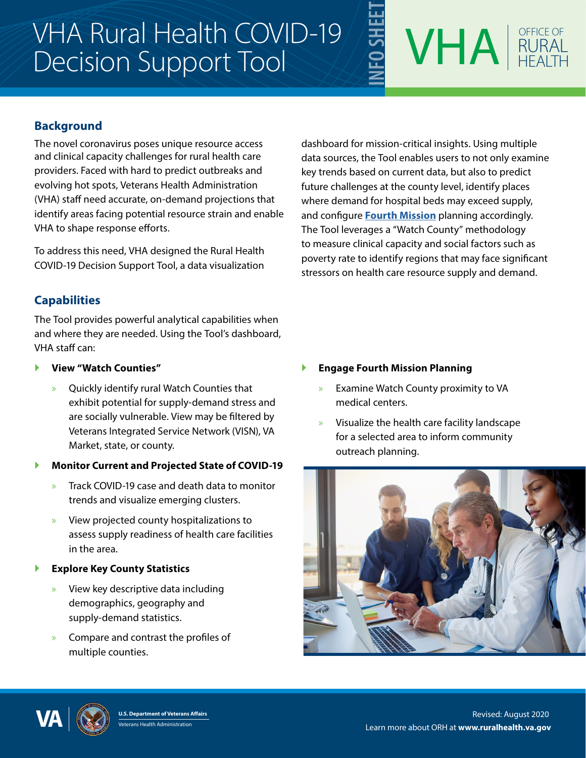# VHA Rural Health COVID-19 Decision Support Tool

INFO SHEET

VHA | OFFICE OF RURAL HEALTH

## Background

The novel coronavirus poses unique resource access and clinical capacity challenges for rural health care providers. Faced with hard to predict outbreaks and evolving hot spots, Veterans Health Administration (VHA) staff need accurate, on-demand projections that identify areas facing potential resource strain and enable VHA to shape response efforts.

To address this need, VHA designed the Rural Health COVID-19 Decision Support Tool, a data visualization dashboard for mission-critical insights. Using multiple data sources, the Tool enables users to not only examine key trends based on current data, but also to predict future challenges at the county level, identify places where demand for hospital beds may exceed supply, and configure **Fourth Mission** planning accordingly. The Tool leverages a "Watch County" methodology to measure clinical capacity and social factors such as poverty rate to identify regions that may face significant stressors on health care resource supply and demand.

## Capabilities

The Tool provides powerful analytical capabilities when and where they are needed. Using the Tool's dashboard, VHA staff can:

- **View "Watch Counties"**
  - Quickly identify rural Watch Counties that exhibit potential for supply-demand stress and are socially vulnerable. View may be filtered by Veterans Integrated Service Network (VISN), VA Market, state, or county.
- **Monitor Current and Projected State of COVID-19**
  - Track COVID-19 case and death data to monitor trends and visualize emerging clusters.
  - View projected county hospitalizations to assess supply readiness of health care facilities in the area.
- **Explore Key County Statistics**
  - View key descriptive data including demographics, geography and supply-demand statistics.
  - Compare and contrast the profiles of multiple counties.
- **Engage Fourth Mission Planning**
  - Examine Watch County proximity to VA medical centers.
  - Visualize the health care facility landscape for a selected area to inform community outreach planning.

U.S. Department of Veterans Affairs
Veterans Health Administration

Revised: August 2020

Learn more about ORH at **www.ruralhealth.va.gov**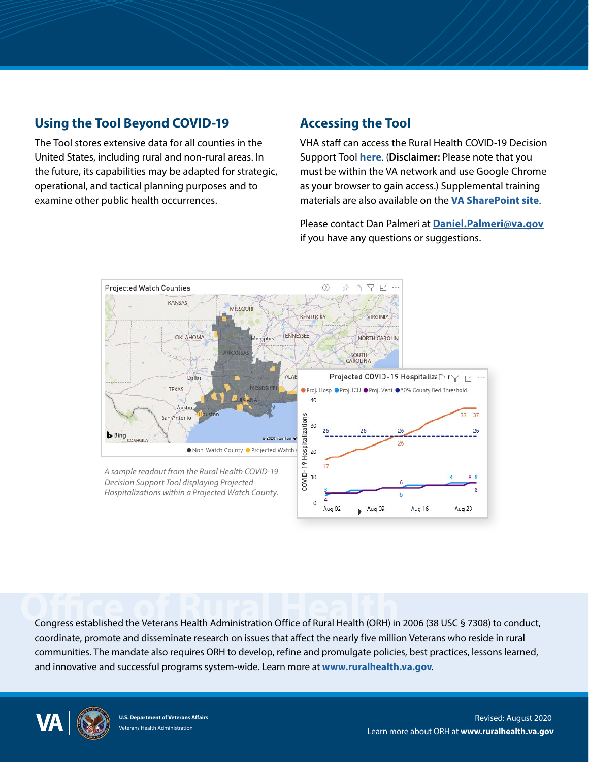## Using the Tool Beyond COVID-19

The Tool stores extensive data for all counties in the United States, including rural and non-rural areas. In the future, its capabilities may be adapted for strategic, operational, and tactical planning purposes and to examine other public health occurrences.

## Accessing the Tool

VHA staff can access the Rural Health COVID-19 Decision Support Tool **here**. (**Disclaimer:** Please note that you must be within the VA network and use Google Chrome as your browser to gain access.) Supplemental training materials are also available on the **VA SharePoint site**.

Please contact Dan Palmeri at **Daniel.Palmeri@va.gov** if you have any questions or suggestions.

Projected Watch Counties

KANSAS
MISSOURI
KENTUCKY
VIRGINIA
OKLAHOMA
Memphis
TENNESSEE
NORTH CAROLIN
ARKANSAS
SOUTH CAROLINA
Dallas
ALAB
TEXAS
MISSISSIPPI
LOUISIANA
Austin
Houston
San Antonio
Bing
COAHUILA
© 2020 TomTom ©
Non-Watch County
Projected Watch C

Projected COVID-19 Hospitaliz

Proj. Hosp
Proj. ICU
Proj. Vent
50% County Bed Threshold

COVID-19 Hospitalizations

40
30
20
10
0

26
26
26
26
26
37
37
17
3
4
6
6
8
8
8
8

Aug 02
Aug 09
Aug 16
Aug 23

*A sample readout from the Rural Health COVID-19 Decision Support Tool displaying Projected Hospitalizations within a Projected Watch County.*

Office of Rural Health

Congress established the Veterans Health Administration Office of Rural Health (ORH) in 2006 (38 USC § 7308) to conduct, coordinate, promote and disseminate research on issues that affect the nearly five million Veterans who reside in rural communities. The mandate also requires ORH to develop, refine and promulgate policies, best practices, lessons learned, and innovative and successful programs system-wide. Learn more at **www.ruralhealth.va.gov**.

VA | U.S. Department of Veterans Affairs
Veterans Health Administration

Revised: August 2020
Learn more about ORH at **www.ruralhealth.va.gov**